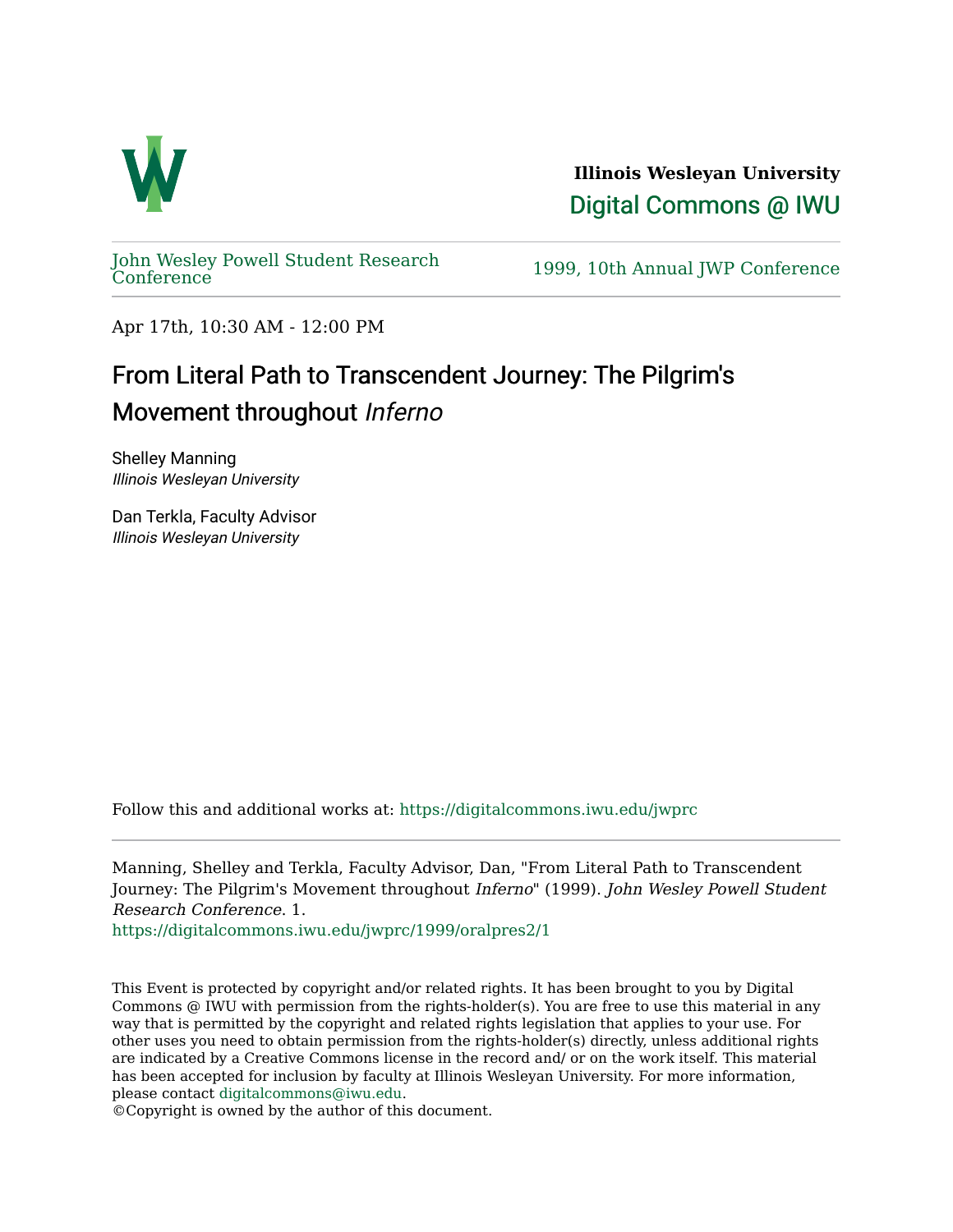**Illinois Wesleyan University**

Digital Commons @ IWU

John Wesley Powell Student Research Conference

1999, 10th Annual JWP Conference

Apr 17th, 10:30 AM - 12:00 PM

# From Literal Path to Transcendent Journey: The Pilgrim's Movement throughout *Inferno*

Shelley Manning
*Illinois Wesleyan University*

Dan Terkla, Faculty Advisor
*Illinois Wesleyan University*

Follow this and additional works at: https://digitalcommons.iwu.edu/jwprc

Manning, Shelley and Terkla, Faculty Advisor, Dan, "From Literal Path to Transcendent Journey: The Pilgrim's Movement throughout *Inferno*" (1999). *John Wesley Powell Student Research Conference*. 1.
https://digitalcommons.iwu.edu/jwprc/1999/oralpres2/1

This Event is protected by copyright and/or related rights. It has been brought to you by Digital Commons @ IWU with permission from the rights-holder(s). You are free to use this material in any way that is permitted by the copyright and related rights legislation that applies to your use. For other uses you need to obtain permission from the rights-holder(s) directly, unless additional rights are indicated by a Creative Commons license in the record and/ or on the work itself. This material has been accepted for inclusion by faculty at Illinois Wesleyan University. For more information, please contact digitalcommons@iwu.edu.
©Copyright is owned by the author of this document.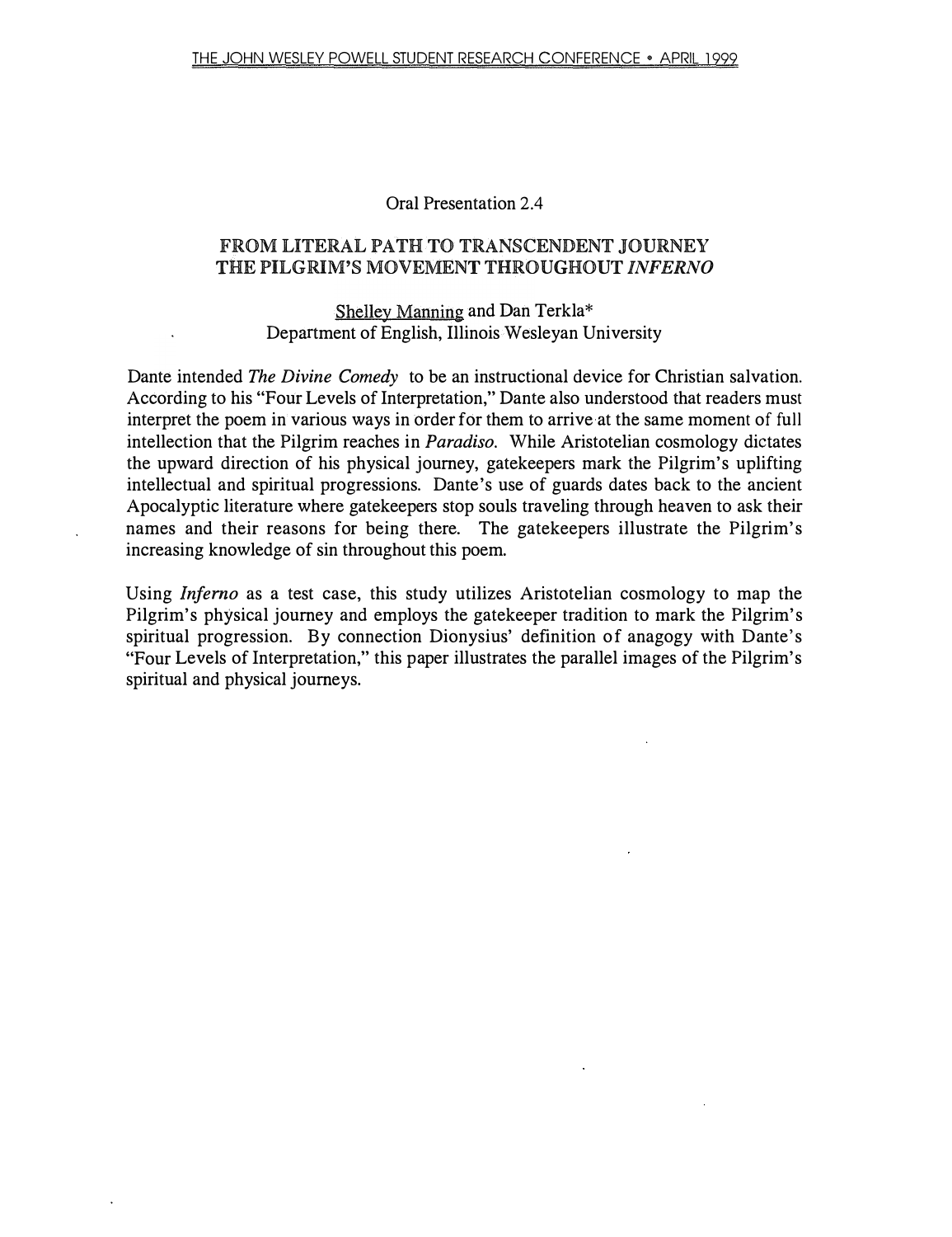Oral Presentation 2.4

## FROM LITERAL PATH TO TRANSCENDENT JOURNEY THE PILGRIM'S MOVEMENT THROUGHOUT *INFERNO*

Shelley Manning and Dan Terkla*
Department of English, Illinois Wesleyan University

Dante intended *The Divine Comedy* to be an instructional device for Christian salvation. According to his "Four Levels of Interpretation," Dante also understood that readers must interpret the poem in various ways in order for them to arrive at the same moment of full intellection that the Pilgrim reaches in *Paradiso*. While Aristotelian cosmology dictates the upward direction of his physical journey, gatekeepers mark the Pilgrim's uplifting intellectual and spiritual progressions. Dante's use of guards dates back to the ancient Apocalyptic literature where gatekeepers stop souls traveling through heaven to ask their names and their reasons for being there. The gatekeepers illustrate the Pilgrim's increasing knowledge of sin throughout this poem.

Using *Inferno* as a test case, this study utilizes Aristotelian cosmology to map the Pilgrim's physical journey and employs the gatekeeper tradition to mark the Pilgrim's spiritual progression. By connection Dionysius' definition of anagogy with Dante's "Four Levels of Interpretation," this paper illustrates the parallel images of the Pilgrim's spiritual and physical journeys.